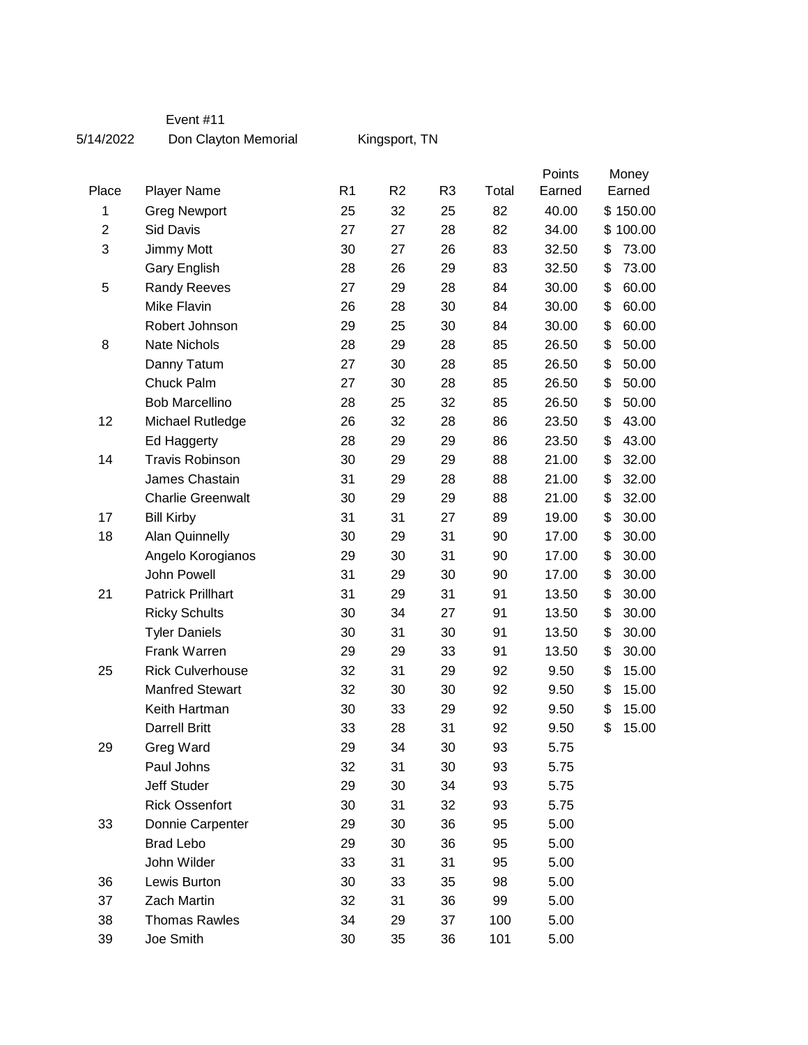Event #11

5/14/2022 Don Clayton Memorial Kingsport, TN

| Place | Player Name | R1 | R2 | R3 | Total | Points Earned | Money Earned |
|---|---|---|---|---|---|---|---|
| 1 | Greg Newport | 25 | 32 | 25 | 82 | 40.00 | $ 150.00 |
| 2 | Sid Davis | 27 | 27 | 28 | 82 | 34.00 | $ 100.00 |
| 3 | Jimmy Mott | 30 | 27 | 26 | 83 | 32.50 | $ 73.00 |
| | Gary English | 28 | 26 | 29 | 83 | 32.50 | $ 73.00 |
| 5 | Randy Reeves | 27 | 29 | 28 | 84 | 30.00 | $ 60.00 |
| | Mike Flavin | 26 | 28 | 30 | 84 | 30.00 | $ 60.00 |
| | Robert Johnson | 29 | 25 | 30 | 84 | 30.00 | $ 60.00 |
| 8 | Nate Nichols | 28 | 29 | 28 | 85 | 26.50 | $ 50.00 |
| | Danny Tatum | 27 | 30 | 28 | 85 | 26.50 | $ 50.00 |
| | Chuck Palm | 27 | 30 | 28 | 85 | 26.50 | $ 50.00 |
| | Bob Marcellino | 28 | 25 | 32 | 85 | 26.50 | $ 50.00 |
| 12 | Michael Rutledge | 26 | 32 | 28 | 86 | 23.50 | $ 43.00 |
| | Ed Haggerty | 28 | 29 | 29 | 86 | 23.50 | $ 43.00 |
| 14 | Travis Robinson | 30 | 29 | 29 | 88 | 21.00 | $ 32.00 |
| | James Chastain | 31 | 29 | 28 | 88 | 21.00 | $ 32.00 |
| | Charlie Greenwalt | 30 | 29 | 29 | 88 | 21.00 | $ 32.00 |
| 17 | Bill Kirby | 31 | 31 | 27 | 89 | 19.00 | $ 30.00 |
| 18 | Alan Quinnelly | 30 | 29 | 31 | 90 | 17.00 | $ 30.00 |
| | Angelo Korogianos | 29 | 30 | 31 | 90 | 17.00 | $ 30.00 |
| | John Powell | 31 | 29 | 30 | 90 | 17.00 | $ 30.00 |
| 21 | Patrick Prillhart | 31 | 29 | 31 | 91 | 13.50 | $ 30.00 |
| | Ricky Schults | 30 | 34 | 27 | 91 | 13.50 | $ 30.00 |
| | Tyler Daniels | 30 | 31 | 30 | 91 | 13.50 | $ 30.00 |
| | Frank Warren | 29 | 29 | 33 | 91 | 13.50 | $ 30.00 |
| 25 | Rick Culverhouse | 32 | 31 | 29 | 92 | 9.50 | $ 15.00 |
| | Manfred Stewart | 32 | 30 | 30 | 92 | 9.50 | $ 15.00 |
| | Keith Hartman | 30 | 33 | 29 | 92 | 9.50 | $ 15.00 |
| | Darrell Britt | 33 | 28 | 31 | 92 | 9.50 | $ 15.00 |
| 29 | Greg Ward | 29 | 34 | 30 | 93 | 5.75 | |
| | Paul Johns | 32 | 31 | 30 | 93 | 5.75 | |
| | Jeff Studer | 29 | 30 | 34 | 93 | 5.75 | |
| | Rick Ossenfort | 30 | 31 | 32 | 93 | 5.75 | |
| 33 | Donnie Carpenter | 29 | 30 | 36 | 95 | 5.00 | |
| | Brad Lebo | 29 | 30 | 36 | 95 | 5.00 | |
| | John Wilder | 33 | 31 | 31 | 95 | 5.00 | |
| 36 | Lewis Burton | 30 | 33 | 35 | 98 | 5.00 | |
| 37 | Zach Martin | 32 | 31 | 36 | 99 | 5.00 | |
| 38 | Thomas Rawles | 34 | 29 | 37 | 100 | 5.00 | |
| 39 | Joe Smith | 30 | 35 | 36 | 101 | 5.00 | |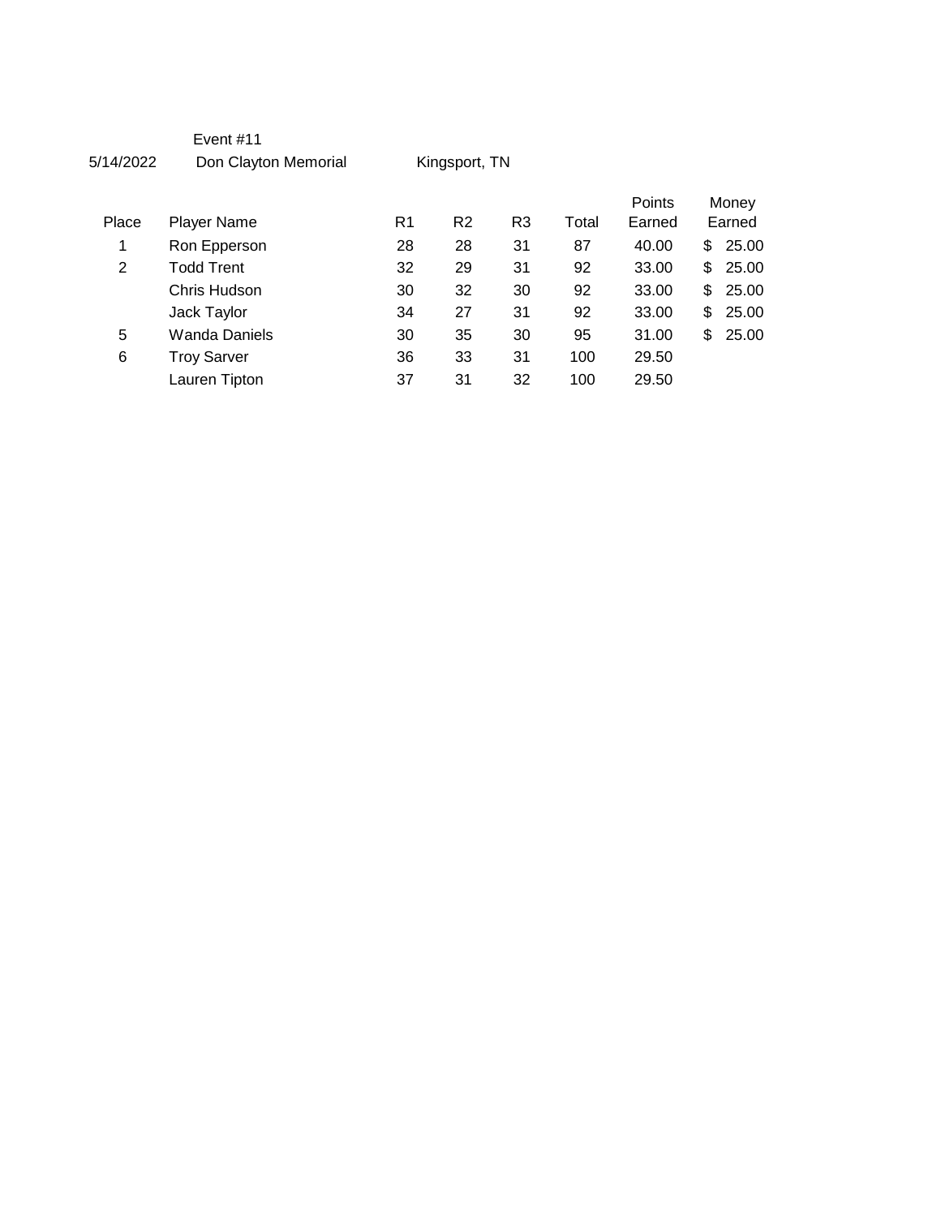Event #11

5/14/2022 Don Clayton Memorial Kingsport, TN

| Place | Player Name | R1 | R2 | R3 | Total | Points Earned | Money Earned |
|---|---|---|---|---|---|---|---|
| 1 | Ron Epperson | 28 | 28 | 31 | 87 | 40.00 | $ 25.00 |
| 2 | Todd Trent | 32 | 29 | 31 | 92 | 33.00 | $ 25.00 |
| | Chris Hudson | 30 | 32 | 30 | 92 | 33.00 | $ 25.00 |
| | Jack Taylor | 34 | 27 | 31 | 92 | 33.00 | $ 25.00 |
| 5 | Wanda Daniels | 30 | 35 | 30 | 95 | 31.00 | $ 25.00 |
| 6 | Troy Sarver | 36 | 33 | 31 | 100 | 29.50 | |
| | Lauren Tipton | 37 | 31 | 32 | 100 | 29.50 | |